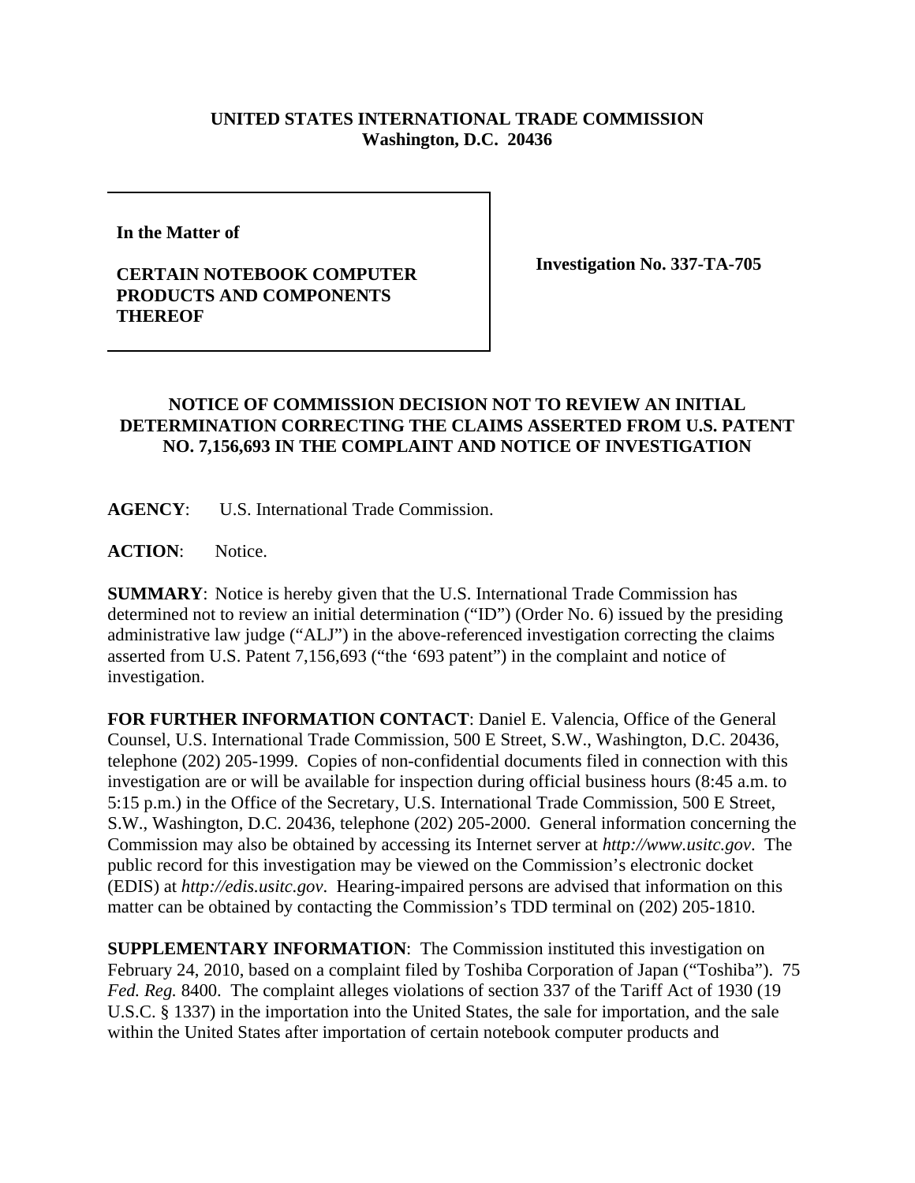**UNITED STATES INTERNATIONAL TRADE COMMISSION**
**Washington, D.C. 20436**

**In the Matter of**

**CERTAIN NOTEBOOK COMPUTER PRODUCTS AND COMPONENTS THEREOF**

**Investigation No. 337-TA-705**

# NOTICE OF COMMISSION DECISION NOT TO REVIEW AN INITIAL DETERMINATION CORRECTING THE CLAIMS ASSERTED FROM U.S. PATENT NO. 7,156,693 IN THE COMPLAINT AND NOTICE OF INVESTIGATION

**AGENCY**: U.S. International Trade Commission.

**ACTION**: Notice.

**SUMMARY**: Notice is hereby given that the U.S. International Trade Commission has determined not to review an initial determination ("ID") (Order No. 6) issued by the presiding administrative law judge ("ALJ") in the above-referenced investigation correcting the claims asserted from U.S. Patent 7,156,693 ("the '693 patent") in the complaint and notice of investigation.

**FOR FURTHER INFORMATION CONTACT**: Daniel E. Valencia, Office of the General Counsel, U.S. International Trade Commission, 500 E Street, S.W., Washington, D.C. 20436, telephone (202) 205-1999. Copies of non-confidential documents filed in connection with this investigation are or will be available for inspection during official business hours (8:45 a.m. to 5:15 p.m.) in the Office of the Secretary, U.S. International Trade Commission, 500 E Street, S.W., Washington, D.C. 20436, telephone (202) 205-2000. General information concerning the Commission may also be obtained by accessing its Internet server at *http://www.usitc.gov*. The public record for this investigation may be viewed on the Commission's electronic docket (EDIS) at *http://edis.usitc.gov*. Hearing-impaired persons are advised that information on this matter can be obtained by contacting the Commission's TDD terminal on (202) 205-1810.

**SUPPLEMENTARY INFORMATION**: The Commission instituted this investigation on February 24, 2010, based on a complaint filed by Toshiba Corporation of Japan ("Toshiba"). 75 *Fed. Reg.* 8400. The complaint alleges violations of section 337 of the Tariff Act of 1930 (19 U.S.C. § 1337) in the importation into the United States, the sale for importation, and the sale within the United States after importation of certain notebook computer products and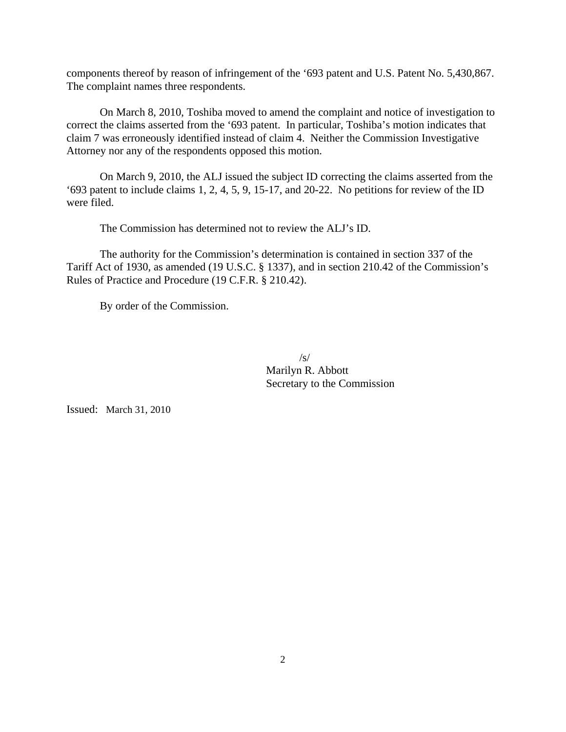components thereof by reason of infringement of the '693 patent and U.S. Patent No. 5,430,867. The complaint names three respondents.

On March 8, 2010, Toshiba moved to amend the complaint and notice of investigation to correct the claims asserted from the '693 patent. In particular, Toshiba's motion indicates that claim 7 was erroneously identified instead of claim 4. Neither the Commission Investigative Attorney nor any of the respondents opposed this motion.

On March 9, 2010, the ALJ issued the subject ID correcting the claims asserted from the '693 patent to include claims 1, 2, 4, 5, 9, 15-17, and 20-22. No petitions for review of the ID were filed.

The Commission has determined not to review the ALJ's ID.

The authority for the Commission's determination is contained in section 337 of the Tariff Act of 1930, as amended (19 U.S.C. § 1337), and in section 210.42 of the Commission's Rules of Practice and Procedure (19 C.F.R. § 210.42).

By order of the Commission.

/s/
Marilyn R. Abbott
Secretary to the Commission

Issued: March 31, 2010